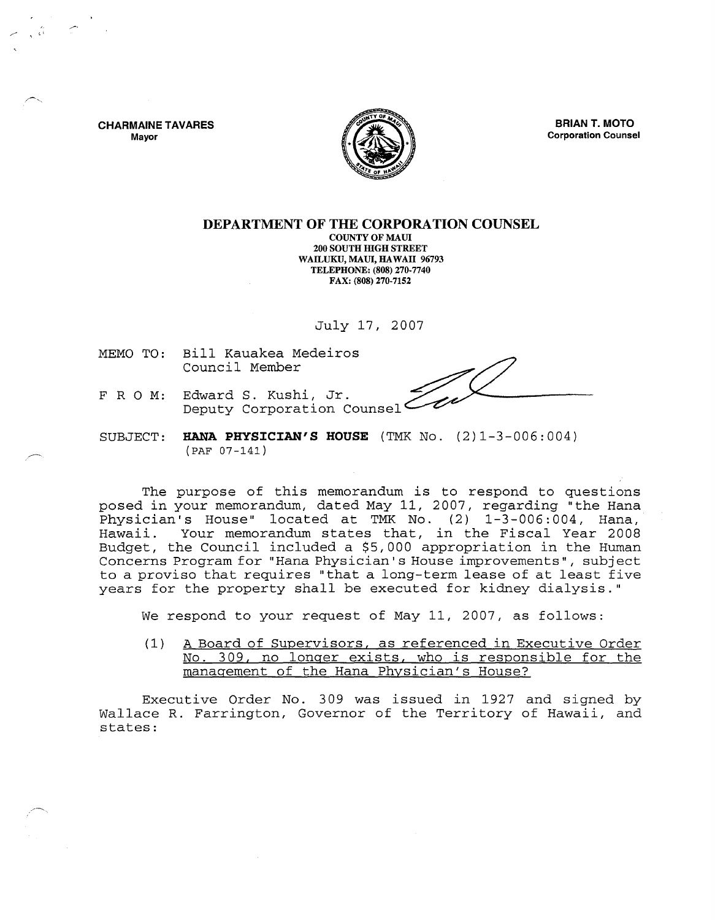**CHARMAINE TAVARES**
Mayor

**BRIAN T. MOTO**
Corporation Counsel

# DEPARTMENT OF THE CORPORATION COUNSEL

**COUNTY OF MAUI**
**200 SOUTH HIGH STREET**
**WAILUKU, MAUI, HAWAII 96793**
**TELEPHONE: (808) 270-7740**
**FAX: (808) 270-7152**

July 17, 2007

MEMO TO: Bill Kauakea Medeiros
Council Member

F R O M: Edward S. Kushi, Jr.
Deputy Corporation Counsel

SUBJECT: **HANA PHYSICIAN'S HOUSE** (TMK No. (2)1-3-006:004)
(PAF 07-141)

The purpose of this memorandum is to respond to questions posed in your memorandum, dated May 11, 2007, regarding "the Hana Physician's House" located at TMK No. (2) 1-3-006:004, Hana, Hawaii. Your memorandum states that, in the Fiscal Year 2008 Budget, the Council included a $5,000 appropriation in the Human Concerns Program for "Hana Physician's House improvements", subject to a proviso that requires "that a long-term lease of at least five years for the property shall be executed for kidney dialysis."

We respond to your request of May 11, 2007, as follows:

(1) A Board of Supervisors, as referenced in Executive Order No. 309, no longer exists, who is responsible for the management of the Hana Physician's House?

Executive Order No. 309 was issued in 1927 and signed by Wallace R. Farrington, Governor of the Territory of Hawaii, and states: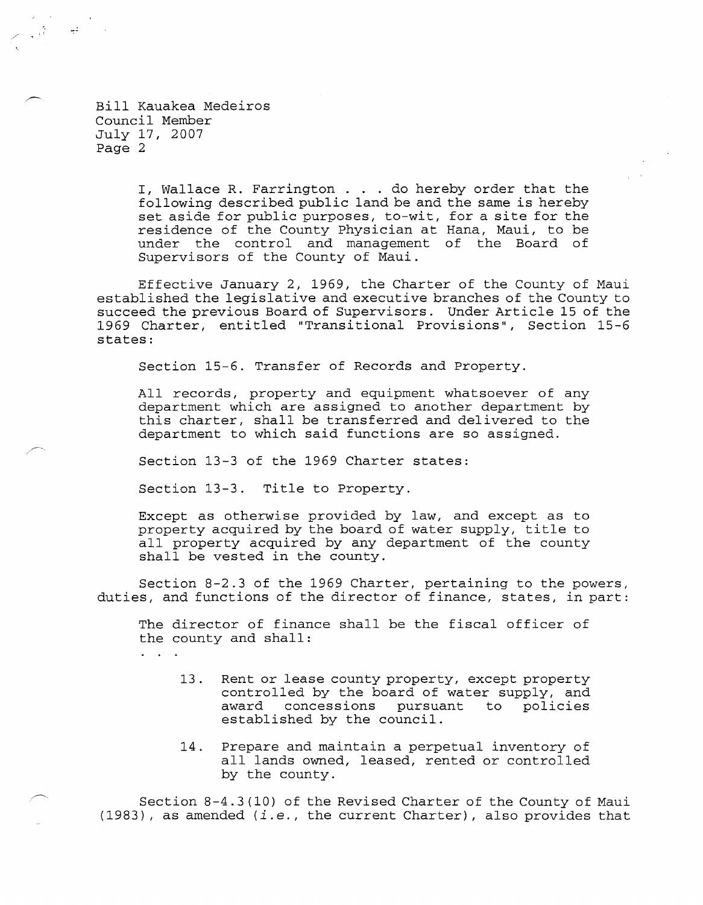Bill Kauakea Medeiros
Council Member
July 17, 2007
Page 2

> I, Wallace R. Farrington . . . do hereby order that the following described public land be and the same is hereby set aside for public purposes, to-wit, for a site for the residence of the County Physician at Hana, Maui, to be under the control and management of the Board of Supervisors of the County of Maui.

Effective January 2, 1969, the Charter of the County of Maui established the legislative and executive branches of the County to succeed the previous Board of Supervisors. Under Article 15 of the 1969 Charter, entitled "Transitional Provisions", Section 15-6 states:

> Section 15-6. Transfer of Records and Property.
>
> All records, property and equipment whatsoever of any department which are assigned to another department by this charter, shall be transferred and delivered to the department to which said functions are so assigned.

Section 13-3 of the 1969 Charter states:

> Section 13-3. Title to Property.
>
> Except as otherwise provided by law, and except as to property acquired by the board of water supply, title to all property acquired by any department of the county shall be vested in the county.

Section 8-2.3 of the 1969 Charter, pertaining to the powers, duties, and functions of the director of finance, states, in part:

> The director of finance shall be the fiscal officer of the county and shall:
>
> . . .
>
> 13. Rent or lease county property, except property controlled by the board of water supply, and award concessions pursuant to policies established by the council.
>
> 14. Prepare and maintain a perpetual inventory of all lands owned, leased, rented or controlled by the county.

Section 8-4.3(10) of the Revised Charter of the County of Maui (1983), as amended (*i.e.*, the current Charter), also provides that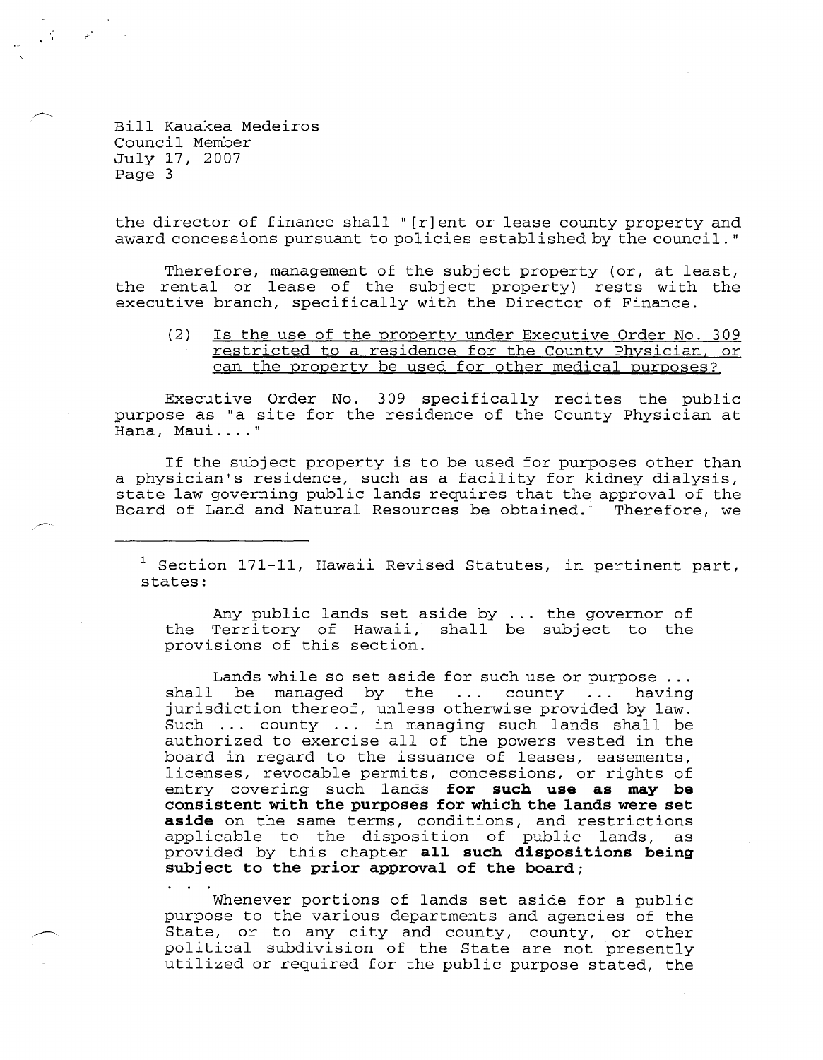Bill Kauakea Medeiros
Council Member
July 17, 2007
Page 3

the director of finance shall "[r]ent or lease county property and award concessions pursuant to policies established by the council."

Therefore, management of the subject property (or, at least, the rental or lease of the subject property) rests with the executive branch, specifically with the Director of Finance.

(2) Is the use of the property under Executive Order No. 309 restricted to a residence for the County Physician, or can the property be used for other medical purposes?

Executive Order No. 309 specifically recites the public purpose as "a site for the residence of the County Physician at Hana, Maui...."

If the subject property is to be used for purposes other than a physician's residence, such as a facility for kidney dialysis, state law governing public lands requires that the approval of the Board of Land and Natural Resources be obtained.[1] Therefore, we

---

[1] Section 171-11, Hawaii Revised Statutes, in pertinent part, states:

> Any public lands set aside by ... the governor of the Territory of Hawaii, shall be subject to the provisions of this section.
>
> Lands while so set aside for such use or purpose ... shall be managed by the ... county ... having jurisdiction thereof, unless otherwise provided by law. Such ... county ... in managing such lands shall be authorized to exercise all of the powers vested in the board in regard to the issuance of leases, easements, licenses, revocable permits, concessions, or rights of entry covering such lands **for such use as may be consistent with the purposes for which the lands were set aside** on the same terms, conditions, and restrictions applicable to the disposition of public lands, as provided by this chapter **all such dispositions being subject to the prior approval of the board**;
>
> . . .
>
> Whenever portions of lands set aside for a public purpose to the various departments and agencies of the State, or to any city and county, county, or other political subdivision of the State are not presently utilized or required for the public purpose stated, the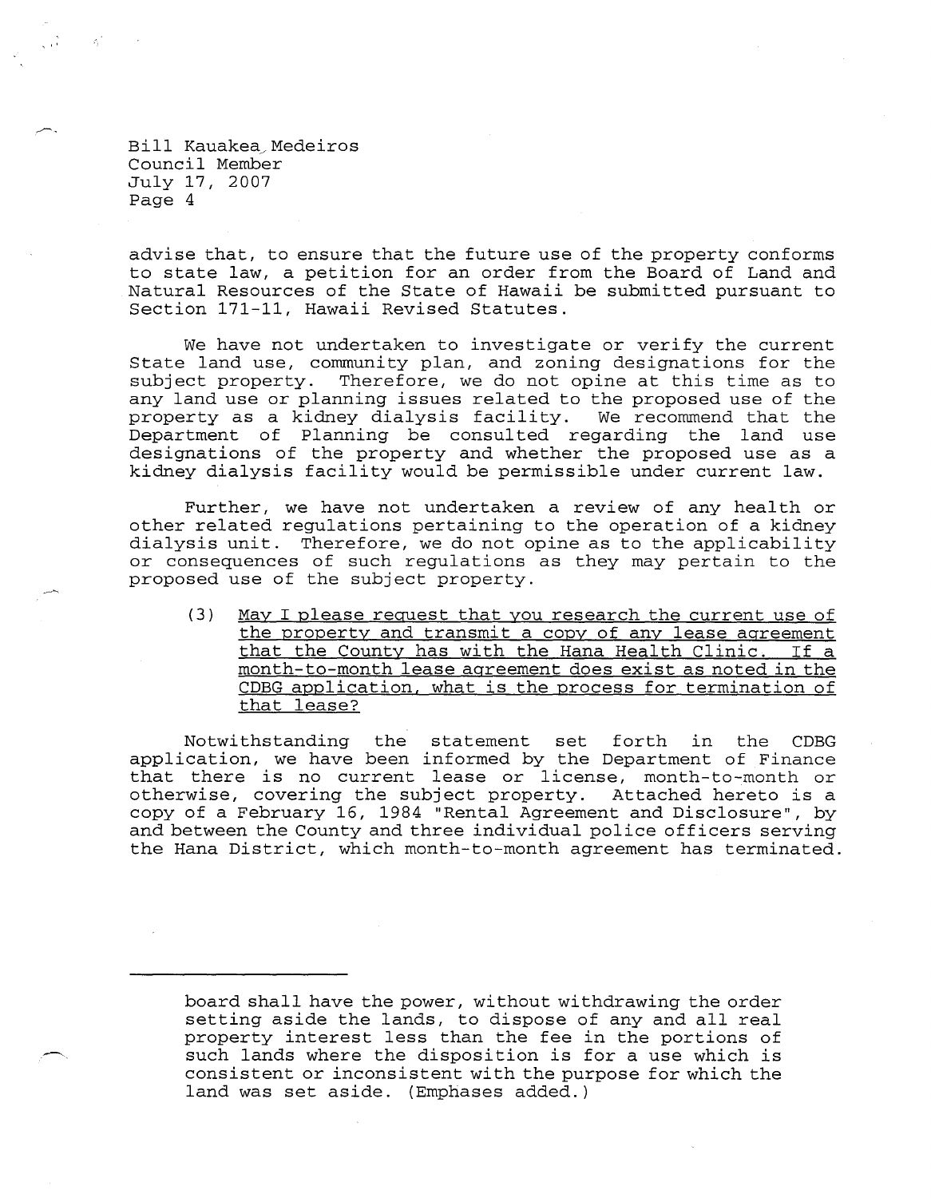Bill Kauakea Medeiros
Council Member
July 17, 2007
Page 4

advise that, to ensure that the future use of the property conforms to state law, a petition for an order from the Board of Land and Natural Resources of the State of Hawaii be submitted pursuant to Section 171-11, Hawaii Revised Statutes.

We have not undertaken to investigate or verify the current State land use, community plan, and zoning designations for the subject property. Therefore, we do not opine at this time as to any land use or planning issues related to the proposed use of the property as a kidney dialysis facility. We recommend that the Department of Planning be consulted regarding the land use designations of the property and whether the proposed use as a kidney dialysis facility would be permissible under current law.

Further, we have not undertaken a review of any health or other related regulations pertaining to the operation of a kidney dialysis unit. Therefore, we do not opine as to the applicability or consequences of such regulations as they may pertain to the proposed use of the subject property.

(3) <u>May I please request that you research the current use of the property and transmit a copy of any lease agreement that the County has with the Hana Health Clinic. If a month-to-month lease agreement does exist as noted in the CDBG application, what is the process for termination of that lease?</u>

Notwithstanding the statement set forth in the CDBG application, we have been informed by the Department of Finance that there is no current lease or license, month-to-month or otherwise, covering the subject property. Attached hereto is a copy of a February 16, 1984 "Rental Agreement and Disclosure", by and between the County and three individual police officers serving the Hana District, which month-to-month agreement has terminated.

---

board shall have the power, without withdrawing the order setting aside the lands, to dispose of any and all real property interest less than the fee in the portions of such lands where the disposition is for a use which is consistent or inconsistent with the purpose for which the land was set aside. (Emphases added.)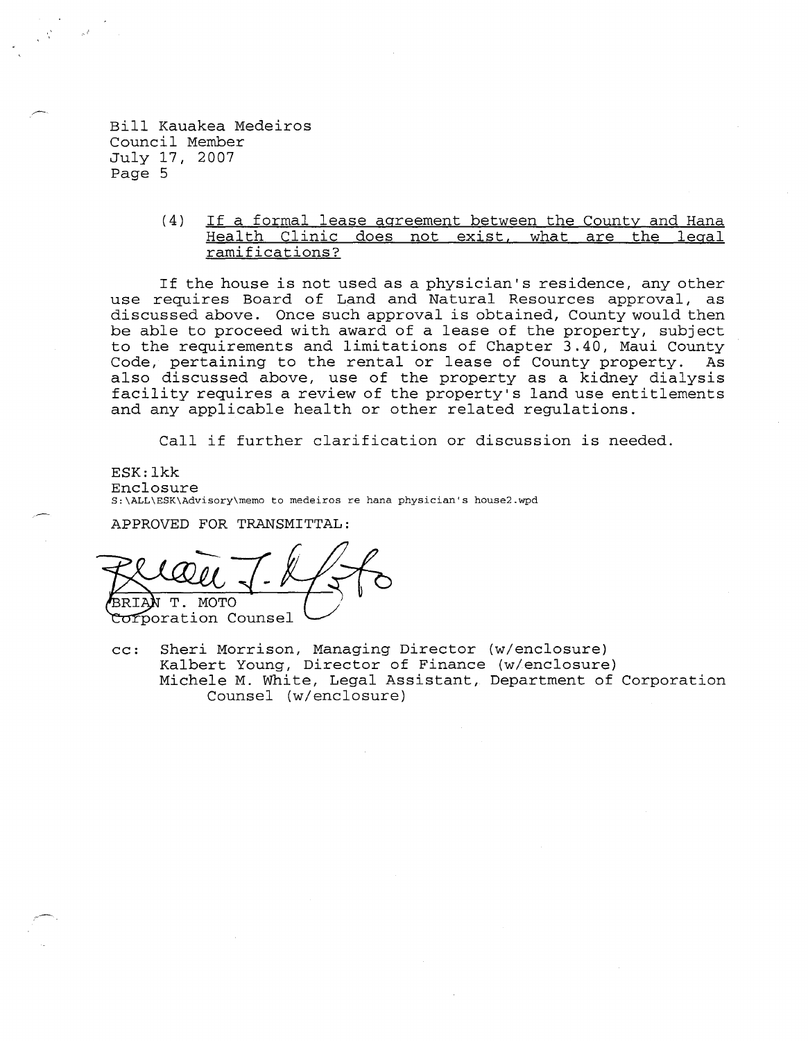Bill Kauakea Medeiros
Council Member
July 17, 2007
Page 5

(4) If a formal lease agreement between the County and Hana Health Clinic does not exist, what are the legal ramifications?

If the house is not used as a physician's residence, any other use requires Board of Land and Natural Resources approval, as discussed above. Once such approval is obtained, County would then be able to proceed with award of a lease of the property, subject to the requirements and limitations of Chapter 3.40, Maui County Code, pertaining to the rental or lease of County property. As also discussed above, use of the property as a kidney dialysis facility requires a review of the property's land use entitlements and any applicable health or other related regulations.

Call if further clarification or discussion is needed.

ESK:lkk
Enclosure
S:\ALL\ESK\Advisory\memo to medeiros re hana physician's house2.wpd

APPROVED FOR TRANSMITTAL:

BRIAN T. MOTO
Corporation Counsel

cc: Sheri Morrison, Managing Director (w/enclosure)
Kalbert Young, Director of Finance (w/enclosure)
Michele M. White, Legal Assistant, Department of Corporation Counsel (w/enclosure)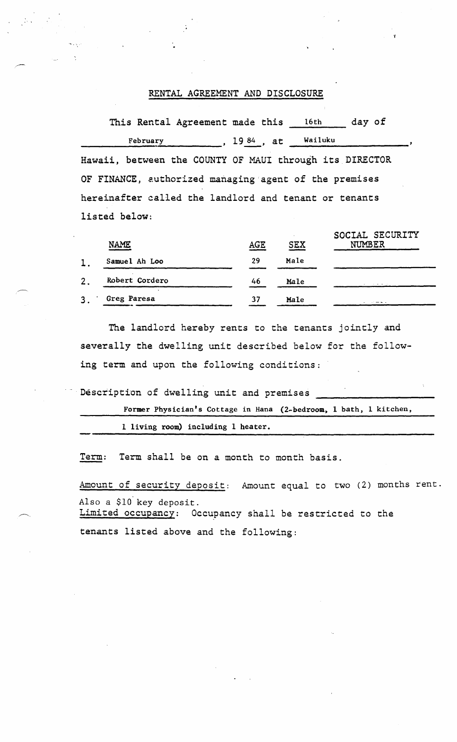# RENTAL AGREEMENT AND DISCLOSURE

This Rental Agreement made this 16th day of February, 19 84, at Wailuku, Hawaii, between the COUNTY OF MAUI through its DIRECTOR OF FINANCE, authorized managing agent of the premises hereinafter called the landlord and tenant or tenants listed below:

| | NAME | AGE | SEX | SOCIAL SECURITY NUMBER |
|---|---|---|---|---|
| 1. | Samuel Ah Loo | 29 | Male | |
| 2. | Robert Cordero | 46 | Male | |
| 3. | Greg Paresa | 37 | Male | |

The landlord hereby rents to the tenants jointly and severally the dwelling unit described below for the following term and upon the following conditions:

Description of dwelling unit and premises Former Physician's Cottage in Hana (2-bedroom, 1 bath, 1 kitchen, 1 living room) including 1 heater.

Term: Term shall be on a month to month basis.

Amount of security deposit: Amount equal to two (2) months rent. Also a $10 key deposit.

Limited occupancy: Occupancy shall be restricted to the tenants listed above and the following: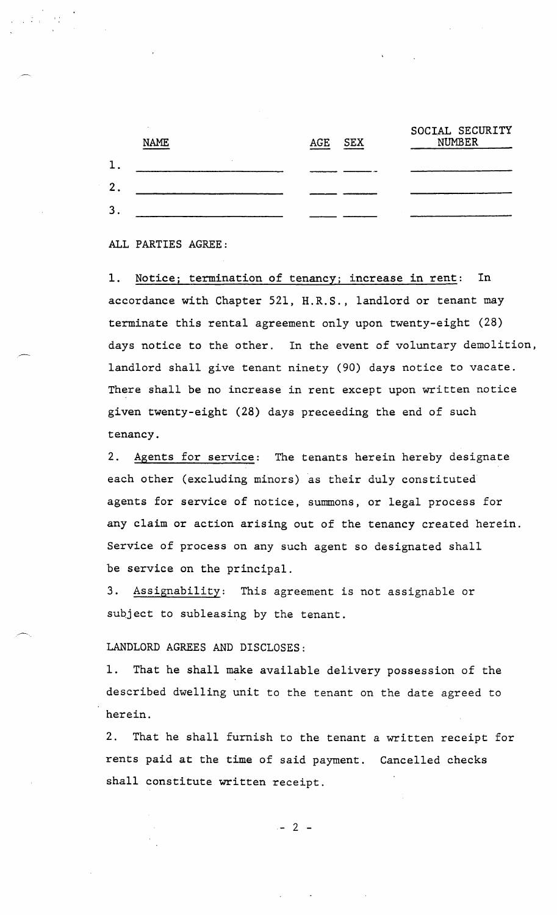| | NAME | AGE | SEX | SOCIAL SECURITY NUMBER |
|---|---|---|---|---|
| 1. | ____________________ | ____ | ____ | ______________ |
| 2. | ____________________ | ____ | ____ | ______________ |
| 3. | ____________________ | ____ | ____ | ______________ |

ALL PARTIES AGREE:

1. Notice; termination of tenancy; increase in rent: In accordance with Chapter 521, H.R.S., landlord or tenant may terminate this rental agreement only upon twenty-eight (28) days notice to the other. In the event of voluntary demolition, landlord shall give tenant ninety (90) days notice to vacate. There shall be no increase in rent except upon written notice given twenty-eight (28) days preceeding the end of such tenancy.

2. Agents for service: The tenants herein hereby designate each other (excluding minors) as their duly constituted agents for service of notice, summons, or legal process for any claim or action arising out of the tenancy created herein. Service of process on any such agent so designated shall be service on the principal.

3. Assignability: This agreement is not assignable or subject to subleasing by the tenant.

LANDLORD AGREES AND DISCLOSES:

1. That he shall make available delivery possession of the described dwelling unit to the tenant on the date agreed to herein.

2. That he shall furnish to the tenant a written receipt for rents paid at the time of said payment. Cancelled checks shall constitute written receipt.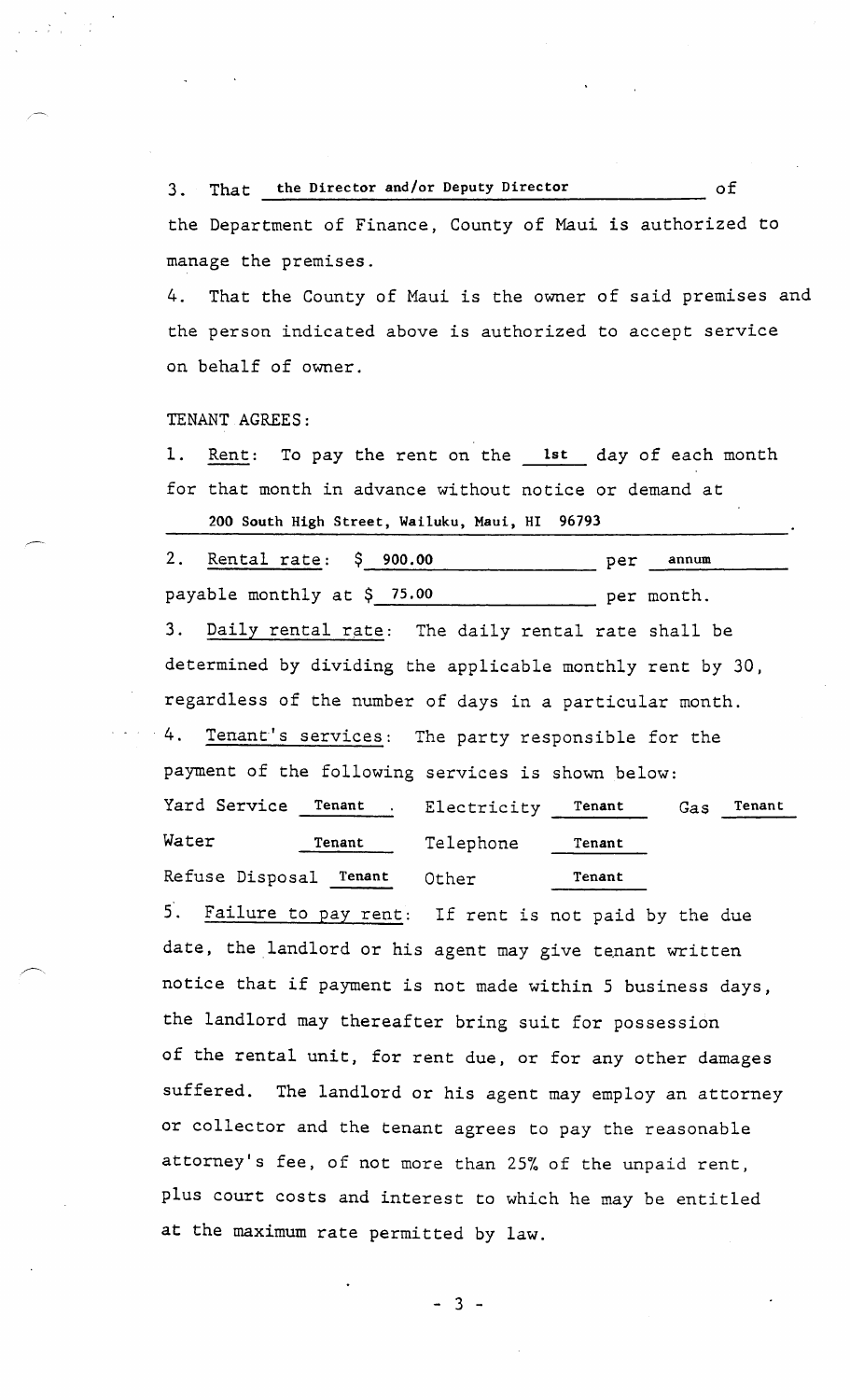3. That the Director and/or Deputy Director of the Department of Finance, County of Maui is authorized to manage the premises.

4. That the County of Maui is the owner of said premises and the person indicated above is authorized to accept service on behalf of owner.

TENANT AGREES:

1. Rent: To pay the rent on the 1st day of each month for that month in advance without notice or demand at 200 South High Street, Wailuku, Maui, HI 96793.

2. Rental rate: $ 900.00 per annum payable monthly at $ 75.00 per month.

3. Daily rental rate: The daily rental rate shall be determined by dividing the applicable monthly rent by 30, regardless of the number of days in a particular month.

4. Tenant's services: The party responsible for the payment of the following services is shown below:

| | | | | | |
|---|---|---|---|---|---|
| Yard Service | Tenant | Electricity | Tenant | Gas | Tenant |
| Water | Tenant | Telephone | Tenant | | |
| Refuse Disposal | Tenant | Other | Tenant | | |

5. Failure to pay rent: If rent is not paid by the due date, the landlord or his agent may give tenant written notice that if payment is not made within 5 business days, the landlord may thereafter bring suit for possession of the rental unit, for rent due, or for any other damages suffered. The landlord or his agent may employ an attorney or collector and the tenant agrees to pay the reasonable attorney's fee, of not more than 25% of the unpaid rent, plus court costs and interest to which he may be entitled at the maximum rate permitted by law.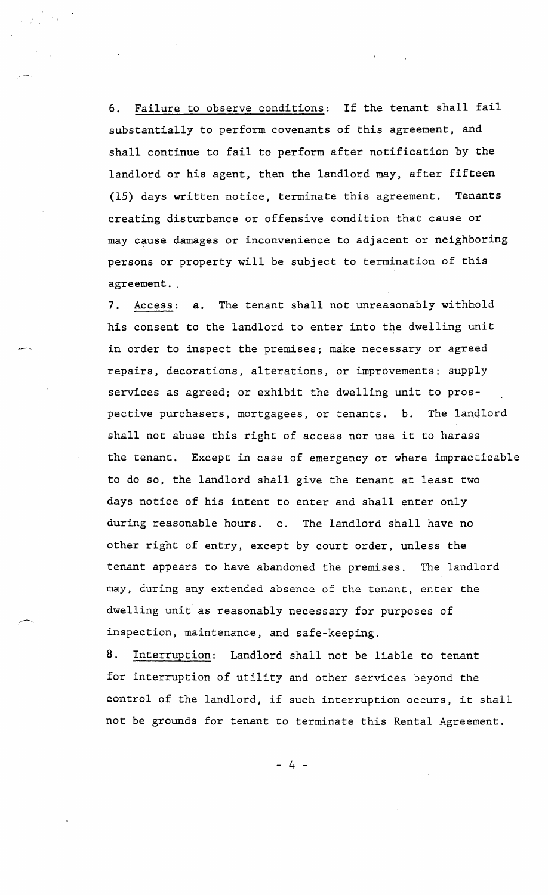6. Failure to observe conditions: If the tenant shall fail substantially to perform covenants of this agreement, and shall continue to fail to perform after notification by the landlord or his agent, then the landlord may, after fifteen (15) days written notice, terminate this agreement. Tenants creating disturbance or offensive condition that cause or may cause damages or inconvenience to adjacent or neighboring persons or property will be subject to termination of this agreement.

7. Access: a. The tenant shall not unreasonably withhold his consent to the landlord to enter into the dwelling unit in order to inspect the premises; make necessary or agreed repairs, decorations, alterations, or improvements; supply services as agreed; or exhibit the dwelling unit to prospective purchasers, mortgagees, or tenants. b. The landlord shall not abuse this right of access nor use it to harass the tenant. Except in case of emergency or where impracticable to do so, the landlord shall give the tenant at least two days notice of his intent to enter and shall enter only during reasonable hours. c. The landlord shall have no other right of entry, except by court order, unless the tenant appears to have abandoned the premises. The landlord may, during any extended absence of the tenant, enter the dwelling unit as reasonably necessary for purposes of inspection, maintenance, and safe-keeping.

8. Interruption: Landlord shall not be liable to tenant for interruption of utility and other services beyond the control of the landlord, if such interruption occurs, it shall not be grounds for tenant to terminate this Rental Agreement.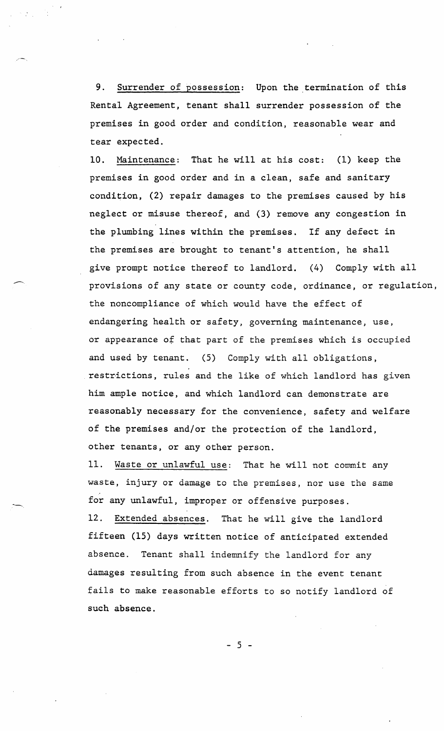9. Surrender of possession: Upon the termination of this Rental Agreement, tenant shall surrender possession of the premises in good order and condition, reasonable wear and tear expected.

10. Maintenance: That he will at his cost: (1) keep the premises in good order and in a clean, safe and sanitary condition, (2) repair damages to the premises caused by his neglect or misuse thereof, and (3) remove any congestion in the plumbing lines within the premises. If any defect in the premises are brought to tenant's attention, he shall give prompt notice thereof to landlord. (4) Comply with all provisions of any state or county code, ordinance, or regulation, the noncompliance of which would have the effect of endangering health or safety, governing maintenance, use, or appearance of that part of the premises which is occupied and used by tenant. (5) Comply with all obligations, restrictions, rules and the like of which landlord has given him ample notice, and which landlord can demonstrate are reasonably necessary for the convenience, safety and welfare of the premises and/or the protection of the landlord, other tenants, or any other person.

11. Waste or unlawful use: That he will not commit any waste, injury or damage to the premises, nor use the same for any unlawful, improper or offensive purposes.

12. Extended absences. That he will give the landlord fifteen (15) days written notice of anticipated extended absence. Tenant shall indemnify the landlord for any damages resulting from such absence in the event tenant fails to make reasonable efforts to so notify landlord of such absence.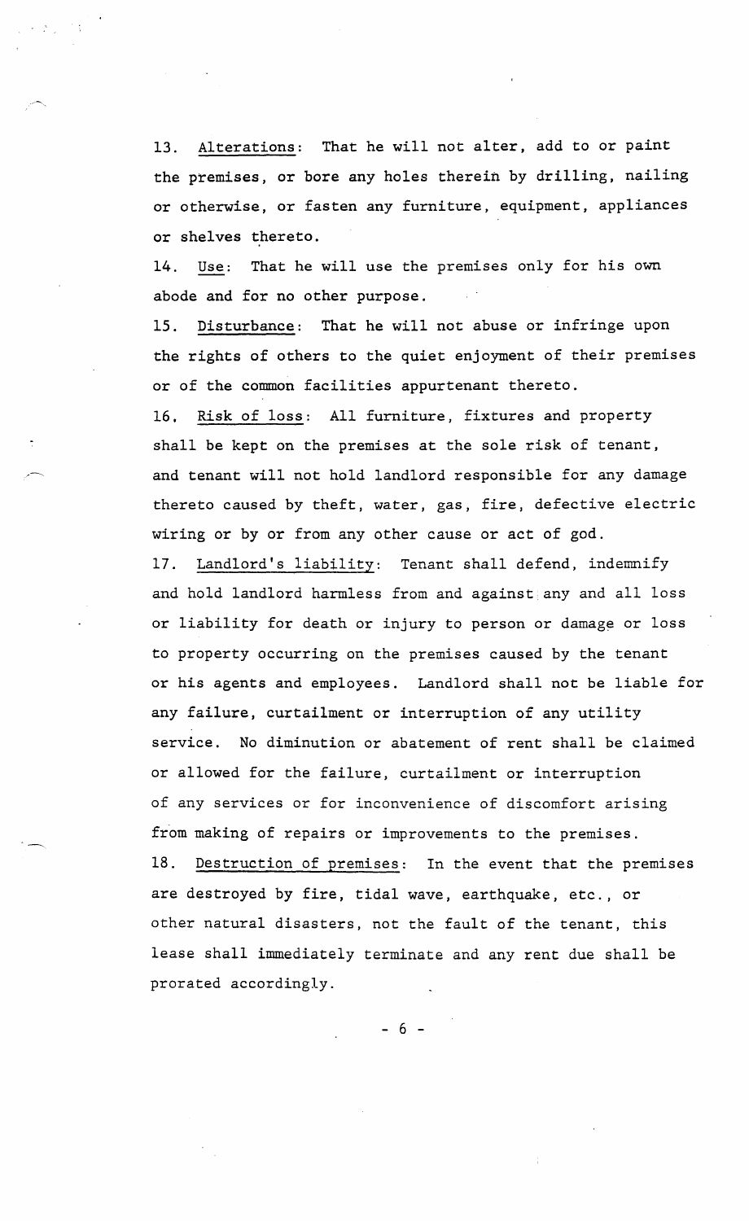13. Alterations: That he will not alter, add to or paint the premises, or bore any holes therein by drilling, nailing or otherwise, or fasten any furniture, equipment, appliances or shelves thereto.

14. Use: That he will use the premises only for his own abode and for no other purpose.

15. Disturbance: That he will not abuse or infringe upon the rights of others to the quiet enjoyment of their premises or of the common facilities appurtenant thereto.

16. Risk of loss: All furniture, fixtures and property shall be kept on the premises at the sole risk of tenant, and tenant will not hold landlord responsible for any damage thereto caused by theft, water, gas, fire, defective electric wiring or by or from any other cause or act of god.

17. Landlord's liability: Tenant shall defend, indemnify and hold landlord harmless from and against any and all loss or liability for death or injury to person or damage or loss to property occurring on the premises caused by the tenant or his agents and employees. Landlord shall not be liable for any failure, curtailment or interruption of any utility service. No diminution or abatement of rent shall be claimed or allowed for the failure, curtailment or interruption of any services or for inconvenience of discomfort arising from making of repairs or improvements to the premises.

18. Destruction of premises: In the event that the premises are destroyed by fire, tidal wave, earthquake, etc., or other natural disasters, not the fault of the tenant, this lease shall immediately terminate and any rent due shall be prorated accordingly.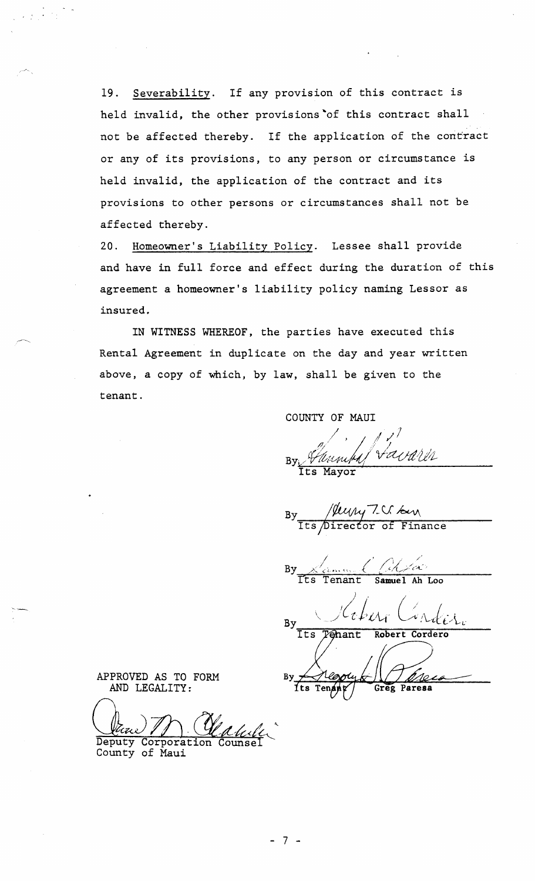19. Severability. If any provision of this contract is held invalid, the other provisions of this contract shall not be affected thereby. If the application of the contract or any of its provisions, to any person or circumstance is held invalid, the application of the contract and its provisions to other persons or circumstances shall not be affected thereby.

20. Homeowner's Liability Policy. Lessee shall provide and have in full force and effect during the duration of this agreement a homeowner's liability policy naming Lessor as insured.

IN WITNESS WHEREOF, the parties have executed this Rental Agreement in duplicate on the day and year written above, a copy of which, by law, shall be given to the tenant.

COUNTY OF MAUI

By Hannibal Tavares
Its Mayor

By Henry T.C. Tam
Its Director of Finance

By Samuel Ah Loo
Its Tenant Samuel Ah Loo

By Robert Cordero
Its Tenant Robert Cordero

By Gregory Paresa
Its Tenant Greg Paresa

APPROVED AS TO FORM AND LEGALITY:

Deputy Corporation Counsel
County of Maui